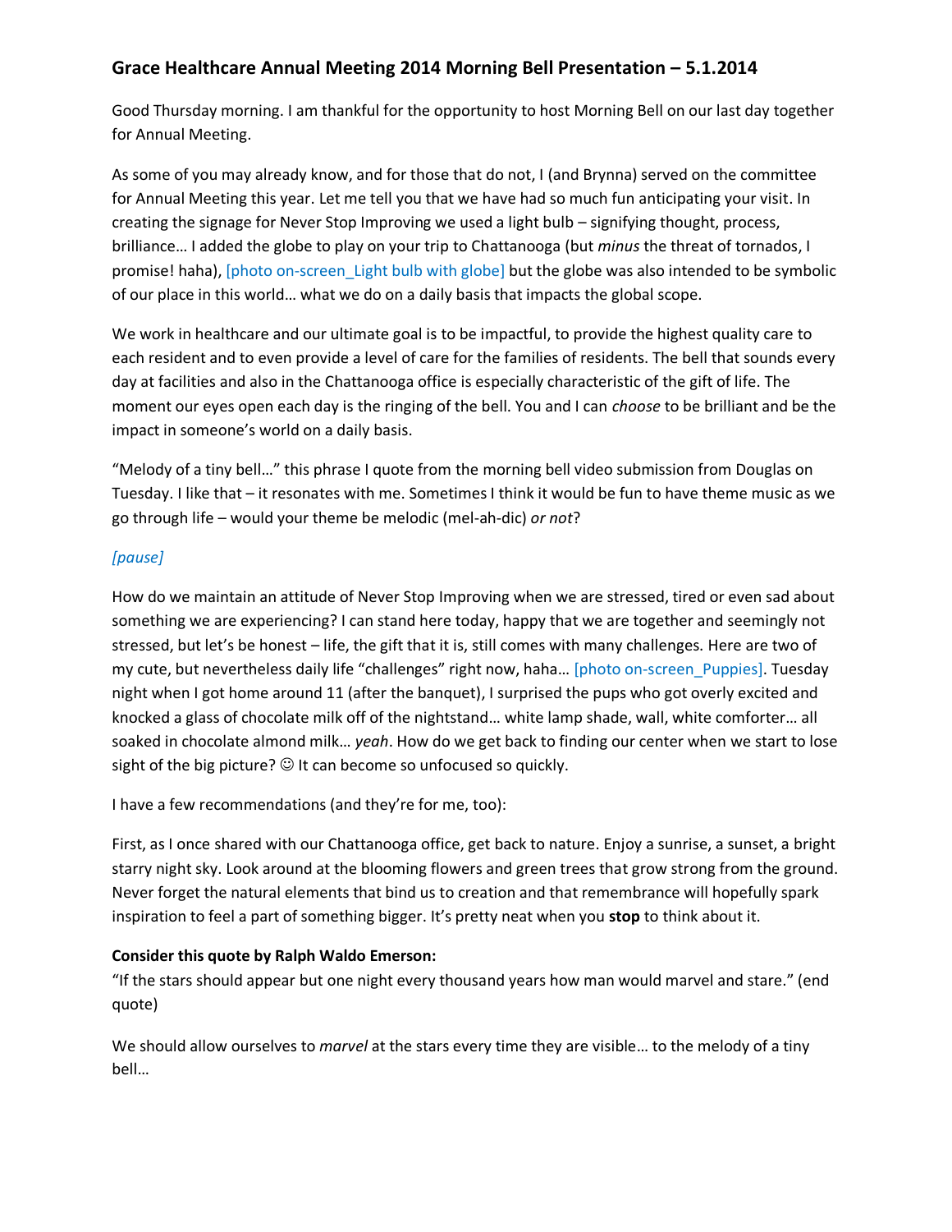# Grace Healthcare Annual Meeting 2014 Morning Bell Presentation – 5.1.2014

Good Thursday morning. I am thankful for the opportunity to host Morning Bell on our last day together for Annual Meeting.

As some of you may already know, and for those that do not, I (and Brynna) served on the committee for Annual Meeting this year. Let me tell you that we have had so much fun anticipating your visit. In creating the signage for Never Stop Improving we used a light bulb – signifying thought, process, brilliance… I added the globe to play on your trip to Chattanooga (but *minus* the threat of tornados, I promise! haha), [photo on-screen_Light bulb with globe] but the globe was also intended to be symbolic of our place in this world… what we do on a daily basis that impacts the global scope.

We work in healthcare and our ultimate goal is to be impactful, to provide the highest quality care to each resident and to even provide a level of care for the families of residents. The bell that sounds every day at facilities and also in the Chattanooga office is especially characteristic of the gift of life. The moment our eyes open each day is the ringing of the bell. You and I can *choose* to be brilliant and be the impact in someone's world on a daily basis.

"Melody of a tiny bell…" this phrase I quote from the morning bell video submission from Douglas on Tuesday. I like that – it resonates with me. Sometimes I think it would be fun to have theme music as we go through life – would your theme be melodic (mel-ah-dic) *or not*?

*[pause]*

How do we maintain an attitude of Never Stop Improving when we are stressed, tired or even sad about something we are experiencing? I can stand here today, happy that we are together and seemingly not stressed, but let's be honest – life, the gift that it is, still comes with many challenges. Here are two of my cute, but nevertheless daily life "challenges" right now, haha… [photo on-screen_Puppies]. Tuesday night when I got home around 11 (after the banquet), I surprised the pups who got overly excited and knocked a glass of chocolate milk off of the nightstand… white lamp shade, wall, white comforter… all soaked in chocolate almond milk… *yeah*. How do we get back to finding our center when we start to lose sight of the big picture? ☺ It can become so unfocused so quickly.

I have a few recommendations (and they're for me, too):

First, as I once shared with our Chattanooga office, get back to nature. Enjoy a sunrise, a sunset, a bright starry night sky. Look around at the blooming flowers and green trees that grow strong from the ground. Never forget the natural elements that bind us to creation and that remembrance will hopefully spark inspiration to feel a part of something bigger. It's pretty neat when you **stop** to think about it.

**Consider this quote by Ralph Waldo Emerson:**
"If the stars should appear but one night every thousand years how man would marvel and stare." (end quote)

We should allow ourselves to *marvel* at the stars every time they are visible… to the melody of a tiny bell…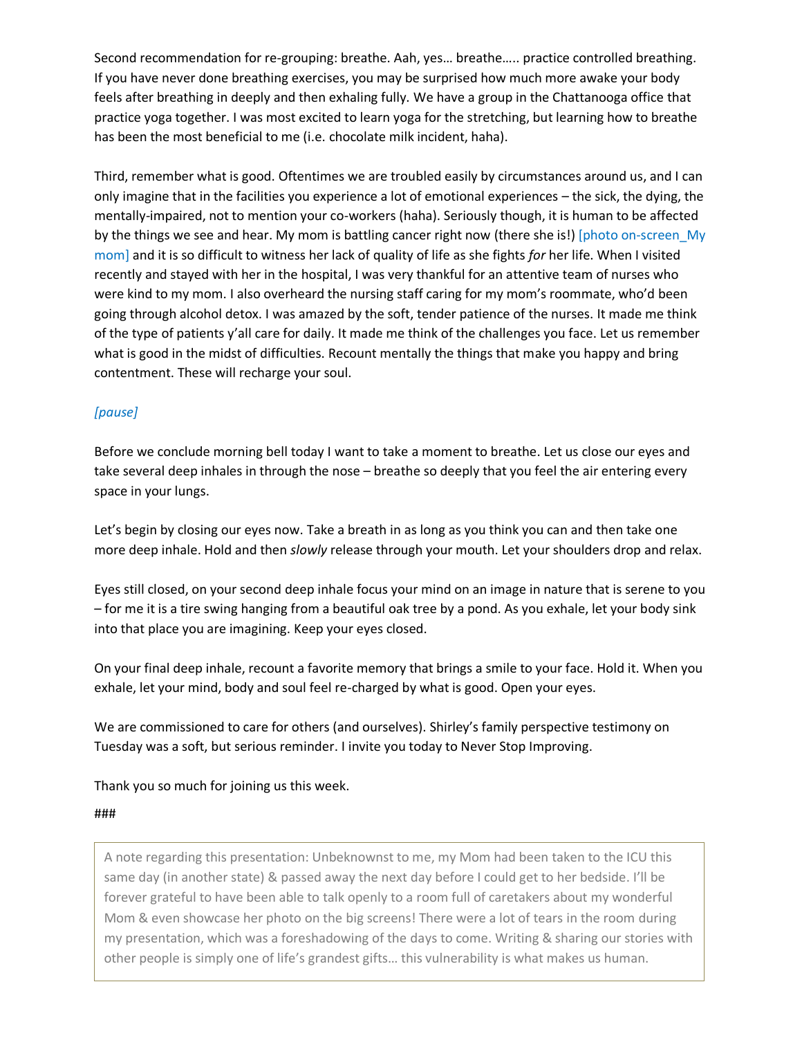Second recommendation for re-grouping: breathe. Aah, yes… breathe….. practice controlled breathing. If you have never done breathing exercises, you may be surprised how much more awake your body feels after breathing in deeply and then exhaling fully. We have a group in the Chattanooga office that practice yoga together. I was most excited to learn yoga for the stretching, but learning how to breathe has been the most beneficial to me (i.e. chocolate milk incident, haha).

Third, remember what is good. Oftentimes we are troubled easily by circumstances around us, and I can only imagine that in the facilities you experience a lot of emotional experiences – the sick, the dying, the mentally-impaired, not to mention your co-workers (haha). Seriously though, it is human to be affected by the things we see and hear. My mom is battling cancer right now (there she is!) [photo on-screen_My mom] and it is so difficult to witness her lack of quality of life as she fights *for* her life. When I visited recently and stayed with her in the hospital, I was very thankful for an attentive team of nurses who were kind to my mom. I also overheard the nursing staff caring for my mom's roommate, who'd been going through alcohol detox. I was amazed by the soft, tender patience of the nurses. It made me think of the type of patients y'all care for daily. It made me think of the challenges you face. Let us remember what is good in the midst of difficulties. Recount mentally the things that make you happy and bring contentment. These will recharge your soul.

*[pause]*

Before we conclude morning bell today I want to take a moment to breathe. Let us close our eyes and take several deep inhales in through the nose – breathe so deeply that you feel the air entering every space in your lungs.

Let's begin by closing our eyes now. Take a breath in as long as you think you can and then take one more deep inhale. Hold and then *slowly* release through your mouth. Let your shoulders drop and relax.

Eyes still closed, on your second deep inhale focus your mind on an image in nature that is serene to you – for me it is a tire swing hanging from a beautiful oak tree by a pond. As you exhale, let your body sink into that place you are imagining. Keep your eyes closed.

On your final deep inhale, recount a favorite memory that brings a smile to your face. Hold it. When you exhale, let your mind, body and soul feel re-charged by what is good. Open your eyes.

We are commissioned to care for others (and ourselves). Shirley's family perspective testimony on Tuesday was a soft, but serious reminder. I invite you today to Never Stop Improving.

Thank you so much for joining us this week.

###

> A note regarding this presentation: Unbeknownst to me, my Mom had been taken to the ICU this same day (in another state) & passed away the next day before I could get to her bedside. I'll be forever grateful to have been able to talk openly to a room full of caretakers about my wonderful Mom & even showcase her photo on the big screens! There were a lot of tears in the room during my presentation, which was a foreshadowing of the days to come. Writing & sharing our stories with other people is simply one of life's grandest gifts… this vulnerability is what makes us human.